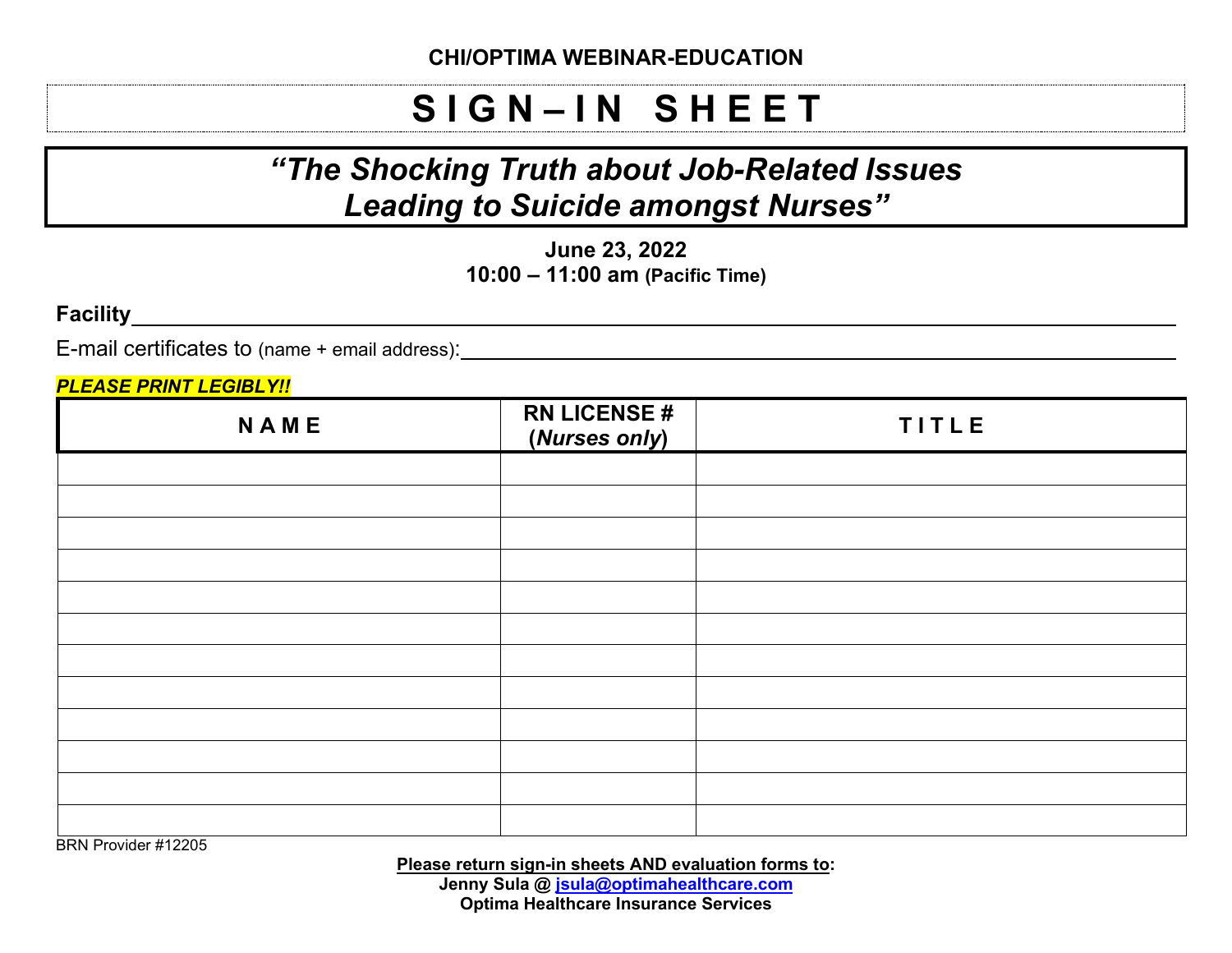**CHI/OPTIMA WEBINAR-EDUCATION**

# S I G N – I N   S H E E T

## *"The Shocking Truth about Job-Related Issues Leading to Suicide amongst Nurses"*

**June 23, 2022**
**10:00 – 11:00 am (Pacific Time)**

**Facility**\_\_\_\_\_\_\_\_\_\_\_\_\_\_\_\_\_\_\_\_\_\_\_\_\_\_\_\_\_\_\_\_\_\_\_\_\_\_\_\_\_\_\_\_\_\_\_\_\_\_\_\_\_\_\_\_\_\_

E-mail certificates to (name + email address):\_\_\_\_\_\_\_\_\_\_\_\_\_\_\_\_\_\_\_\_\_\_\_\_\_\_\_\_\_\_\_\_\_\_\_\_\_\_\_\_\_\_

***PLEASE PRINT LEGIBLY!!***

| N A M E | RN LICENSE # (*Nurses only*) | T I T L E |
|---|---|---|
| | | |
| | | |
| | | |
| | | |
| | | |
| | | |
| | | |
| | | |
| | | |
| | | |
| | | |
| | | |

BRN Provider #12205

**Please return sign-in sheets AND evaluation forms to:**
**Jenny Sula @ jsula@optimahealthcare.com**
**Optima Healthcare Insurance Services**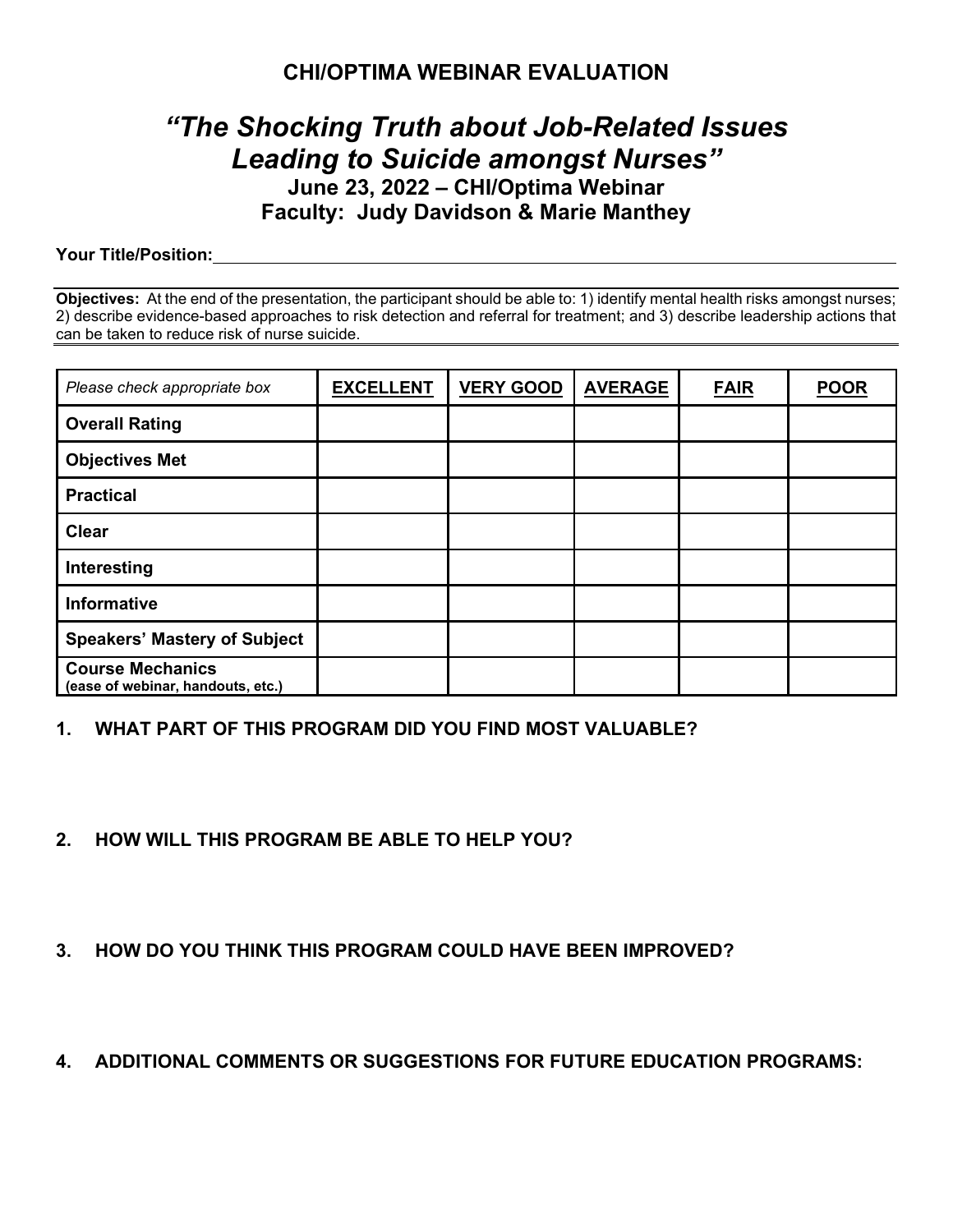## CHI/OPTIMA WEBINAR EVALUATION

# *"The Shocking Truth about Job-Related Issues Leading to Suicide amongst Nurses"*

### June 23, 2022 – CHI/Optima Webinar
### Faculty: Judy Davidson & Marie Manthey

**Your Title/Position:** ______________________________

**Objectives:** At the end of the presentation, the participant should be able to: 1) identify mental health risks amongst nurses; 2) describe evidence-based approaches to risk detection and referral for treatment; and 3) describe leadership actions that can be taken to reduce risk of nurse suicide.

| *Please check appropriate box* | **EXCELLENT** | **VERY GOOD** | **AVERAGE** | **FAIR** | **POOR** |
|---|---|---|---|---|---|
| **Overall Rating** | | | | | |
| **Objectives Met** | | | | | |
| **Practical** | | | | | |
| **Clear** | | | | | |
| **Interesting** | | | | | |
| **Informative** | | | | | |
| **Speakers' Mastery of Subject** | | | | | |
| **Course Mechanics** **(ease of webinar, handouts, etc.)** | | | | | |

**1. WHAT PART OF THIS PROGRAM DID YOU FIND MOST VALUABLE?**

**2. HOW WILL THIS PROGRAM BE ABLE TO HELP YOU?**

**3. HOW DO YOU THINK THIS PROGRAM COULD HAVE BEEN IMPROVED?**

**4. ADDITIONAL COMMENTS OR SUGGESTIONS FOR FUTURE EDUCATION PROGRAMS:**